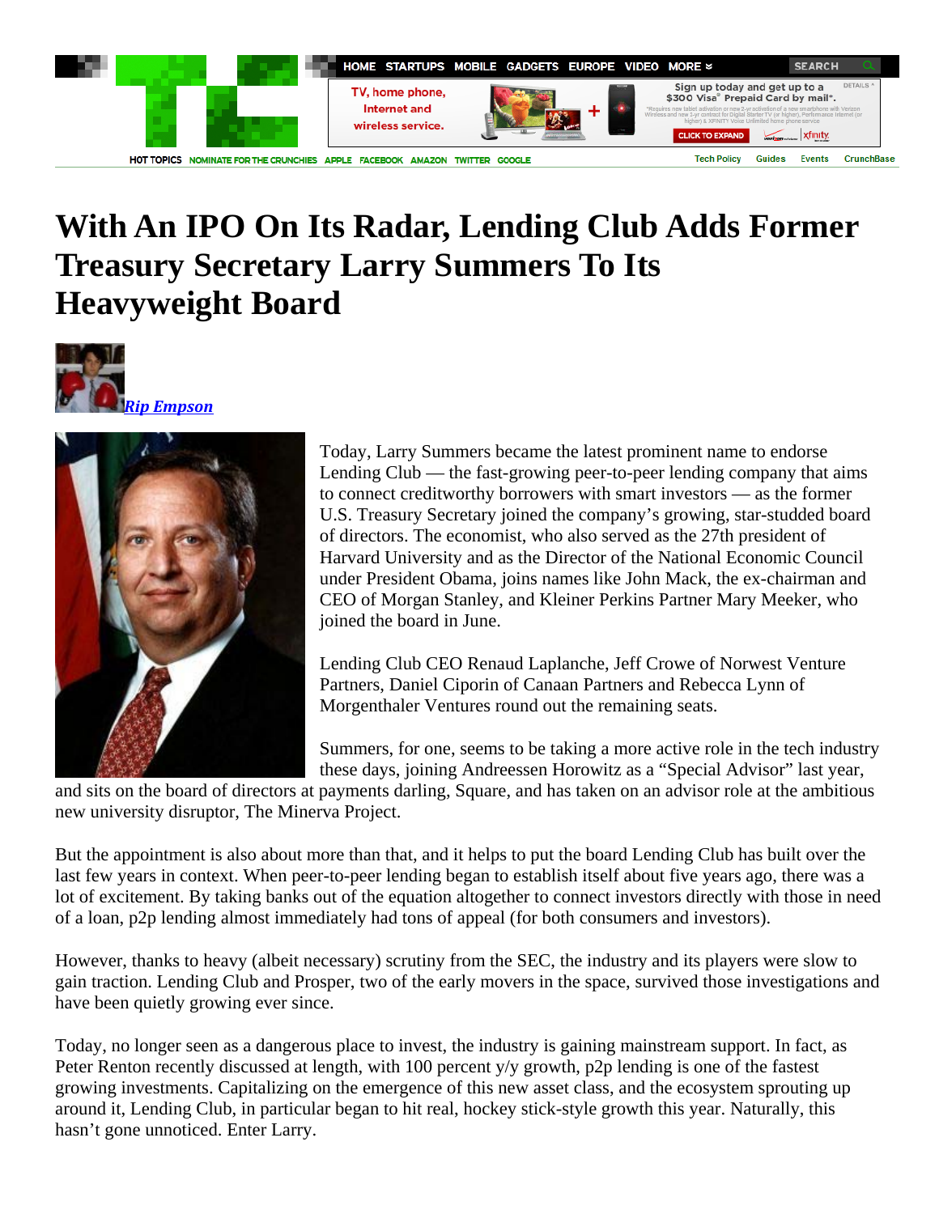# With An IPO On Its Radar, Lending Club Adds Former Treasury Secretary Larry Summers To Its Heavyweight Board

*Rip Empson*

Today, Larry Summers became the latest prominent name to endorse Lending Club — the fast-growing peer-to-peer lending company that aims to connect creditworthy borrowers with smart investors — as the former U.S. Treasury Secretary joined the company's growing, star-studded board of directors. The economist, who also served as the 27th president of Harvard University and as the Director of the National Economic Council under President Obama, joins names like John Mack, the ex-chairman and CEO of Morgan Stanley, and Kleiner Perkins Partner Mary Meeker, who joined the board in June.

Lending Club CEO Renaud Laplanche, Jeff Crowe of Norwest Venture Partners, Daniel Ciporin of Canaan Partners and Rebecca Lynn of Morgenthaler Ventures round out the remaining seats.

Summers, for one, seems to be taking a more active role in the tech industry these days, joining Andreessen Horowitz as a "Special Advisor" last year, and sits on the board of directors at payments darling, Square, and has taken on an advisor role at the ambitious new university disruptor, The Minerva Project.

But the appointment is also about more than that, and it helps to put the board Lending Club has built over the last few years in context. When peer-to-peer lending began to establish itself about five years ago, there was a lot of excitement. By taking banks out of the equation altogether to connect investors directly with those in need of a loan, p2p lending almost immediately had tons of appeal (for both consumers and investors).

However, thanks to heavy (albeit necessary) scrutiny from the SEC, the industry and its players were slow to gain traction. Lending Club and Prosper, two of the early movers in the space, survived those investigations and have been quietly growing ever since.

Today, no longer seen as a dangerous place to invest, the industry is gaining mainstream support. In fact, as Peter Renton recently discussed at length, with 100 percent y/y growth, p2p lending is one of the fastest growing investments. Capitalizing on the emergence of this new asset class, and the ecosystem sprouting up around it, Lending Club, in particular began to hit real, hockey stick-style growth this year. Naturally, this hasn't gone unnoticed. Enter Larry.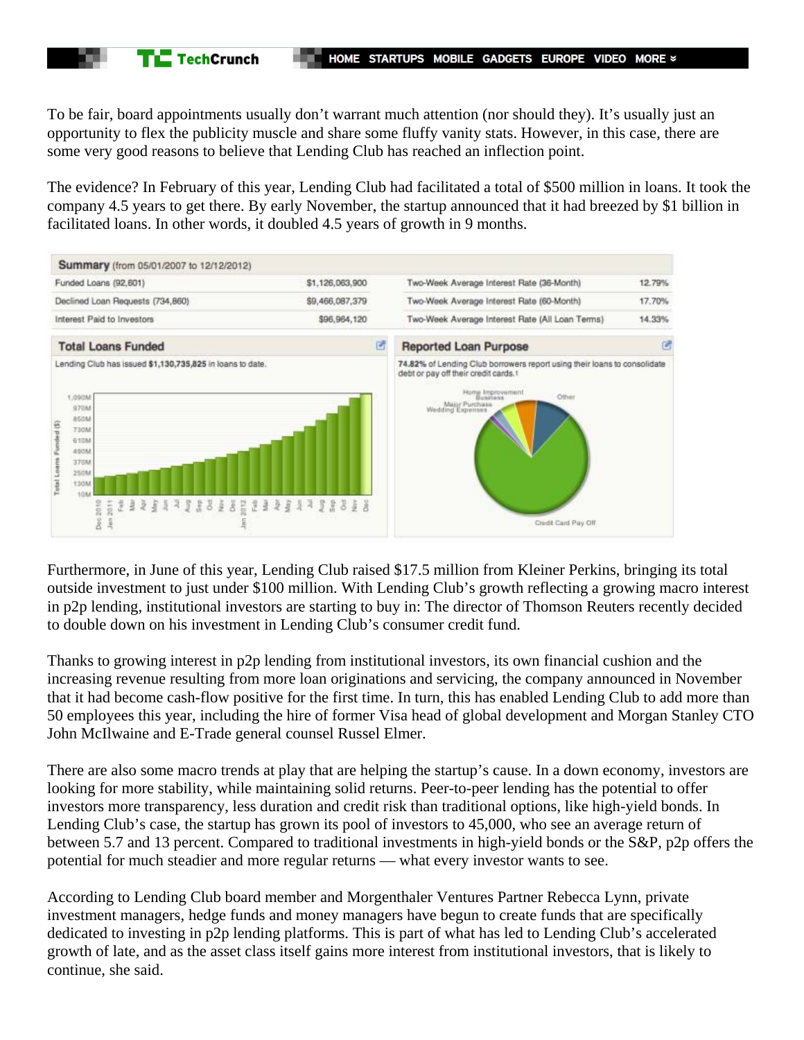To be fair, board appointments usually don't warrant much attention (nor should they). It's usually just an opportunity to flex the publicity muscle and share some fluffy vanity stats. However, in this case, there are some very good reasons to believe that Lending Club has reached an inflection point.

The evidence? In February of this year, Lending Club had facilitated a total of $500 million in loans. It took the company 4.5 years to get there. By early November, the startup announced that it had breezed by $1 billion in facilitated loans. In other words, it doubled 4.5 years of growth in 9 months.

**Summary** (from 05/01/2007 to 12/12/2012)

| | | | |
|---|---|---|---|
| Funded Loans (92,601) | $1,126,063,900 | Two-Week Average Interest Rate (36-Month) | 12.79% |
| Declined Loan Requests (734,860) | $9,466,087,379 | Two-Week Average Interest Rate (60-Month) | 17.70% |
| Interest Paid to Investors | $96,964,120 | Two-Week Average Interest Rate (All Loan Terms) | 14.33% |

**Total Loans Funded**

Lending Club has issued **$1,130,735,825** in loans to date.

Total Loans Funded ($)

1,090M
970M
850M
730M
610M
490M
370M
250M
130M
10M

Dec 2010, Jan 2011, Feb, Mar, Apr, May, Jun, Jul, Aug, Sep, Oct, Nov, Dec, Jan 2012, Feb, Mar, Apr, May, Jun, Jul, Aug, Sep, Oct, Nov, Dec

**Reported Loan Purpose**

**74.82%** of Lending Club borrowers report using their loans to consolidate debt or pay off their credit cards.[1]

Home Improvement
Business
Other
Major Purchase
Wedding Expenses
Credit Card Pay Off

Furthermore, in June of this year, Lending Club raised $17.5 million from Kleiner Perkins, bringing its total outside investment to just under $100 million. With Lending Club's growth reflecting a growing macro interest in p2p lending, institutional investors are starting to buy in: The director of Thomson Reuters recently decided to double down on his investment in Lending Club's consumer credit fund.

Thanks to growing interest in p2p lending from institutional investors, its own financial cushion and the increasing revenue resulting from more loan originations and servicing, the company announced in November that it had become cash-flow positive for the first time. In turn, this has enabled Lending Club to add more than 50 employees this year, including the hire of former Visa head of global development and Morgan Stanley CTO John McIlwaine and E-Trade general counsel Russel Elmer.

There are also some macro trends at play that are helping the startup's cause. In a down economy, investors are looking for more stability, while maintaining solid returns. Peer-to-peer lending has the potential to offer investors more transparency, less duration and credit risk than traditional options, like high-yield bonds. In Lending Club's case, the startup has grown its pool of investors to 45,000, who see an average return of between 5.7 and 13 percent. Compared to traditional investments in high-yield bonds or the S&P, p2p offers the potential for much steadier and more regular returns — what every investor wants to see.

According to Lending Club board member and Morgenthaler Ventures Partner Rebecca Lynn, private investment managers, hedge funds and money managers have begun to create funds that are specifically dedicated to investing in p2p lending platforms. This is part of what has led to Lending Club's accelerated growth of late, and as the asset class itself gains more interest from institutional investors, that is likely to continue, she said.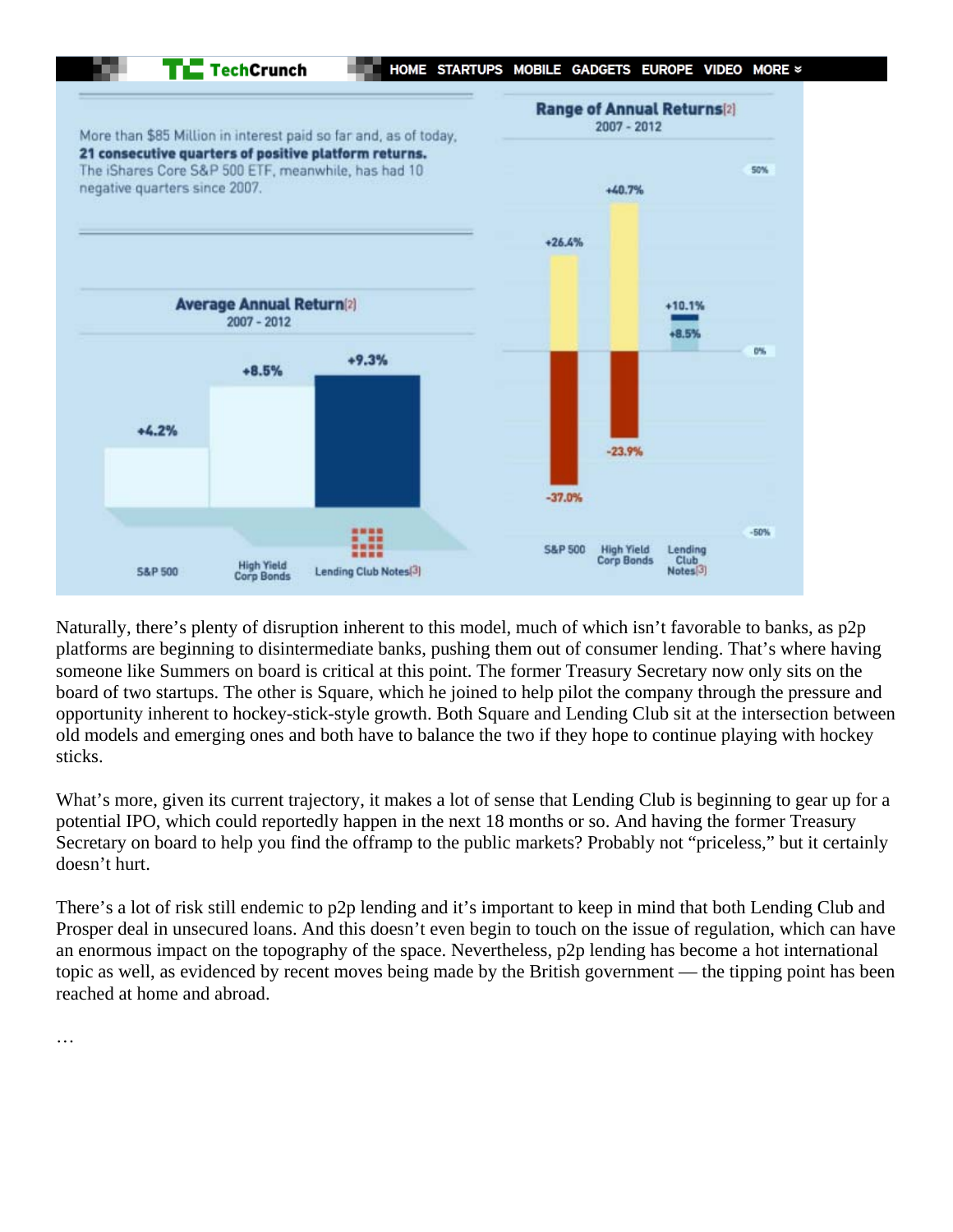TechCrunch HOME STARTUPS MOBILE GADGETS EUROPE VIDEO MORE

More than $85 Million in interest paid so far and, as of today, **21 consecutive quarters of positive platform returns.** The iShares Core S&P 500 ETF, meanwhile, has had 10 negative quarters since 2007.

**Average Annual Return**[2]
2007 - 2012

+4.2%
+8.5%
+9.3%

S&P 500
High Yield Corp Bonds
Lending Club Notes[3]

**Range of Annual Returns**[2]
2007 - 2012

50%
0%
-50%

+26.4%
-37.0%
+40.7%
-23.9%
+10.1%
+8.5%

S&P 500
High Yield Corp Bonds
Lending Club Notes[3]

Naturally, there's plenty of disruption inherent to this model, much of which isn't favorable to banks, as p2p platforms are beginning to disintermediate banks, pushing them out of consumer lending. That's where having someone like Summers on board is critical at this point. The former Treasury Secretary now only sits on the board of two startups. The other is Square, which he joined to help pilot the company through the pressure and opportunity inherent to hockey-stick-style growth. Both Square and Lending Club sit at the intersection between old models and emerging ones and both have to balance the two if they hope to continue playing with hockey sticks.

What's more, given its current trajectory, it makes a lot of sense that Lending Club is beginning to gear up for a potential IPO, which could reportedly happen in the next 18 months or so. And having the former Treasury Secretary on board to help you find the offramp to the public markets? Probably not "priceless," but it certainly doesn't hurt.

There's a lot of risk still endemic to p2p lending and it's important to keep in mind that both Lending Club and Prosper deal in unsecured loans. And this doesn't even begin to touch on the issue of regulation, which can have an enormous impact on the topography of the space. Nevertheless, p2p lending has become a hot international topic as well, as evidenced by recent moves being made by the British government — the tipping point has been reached at home and abroad.

…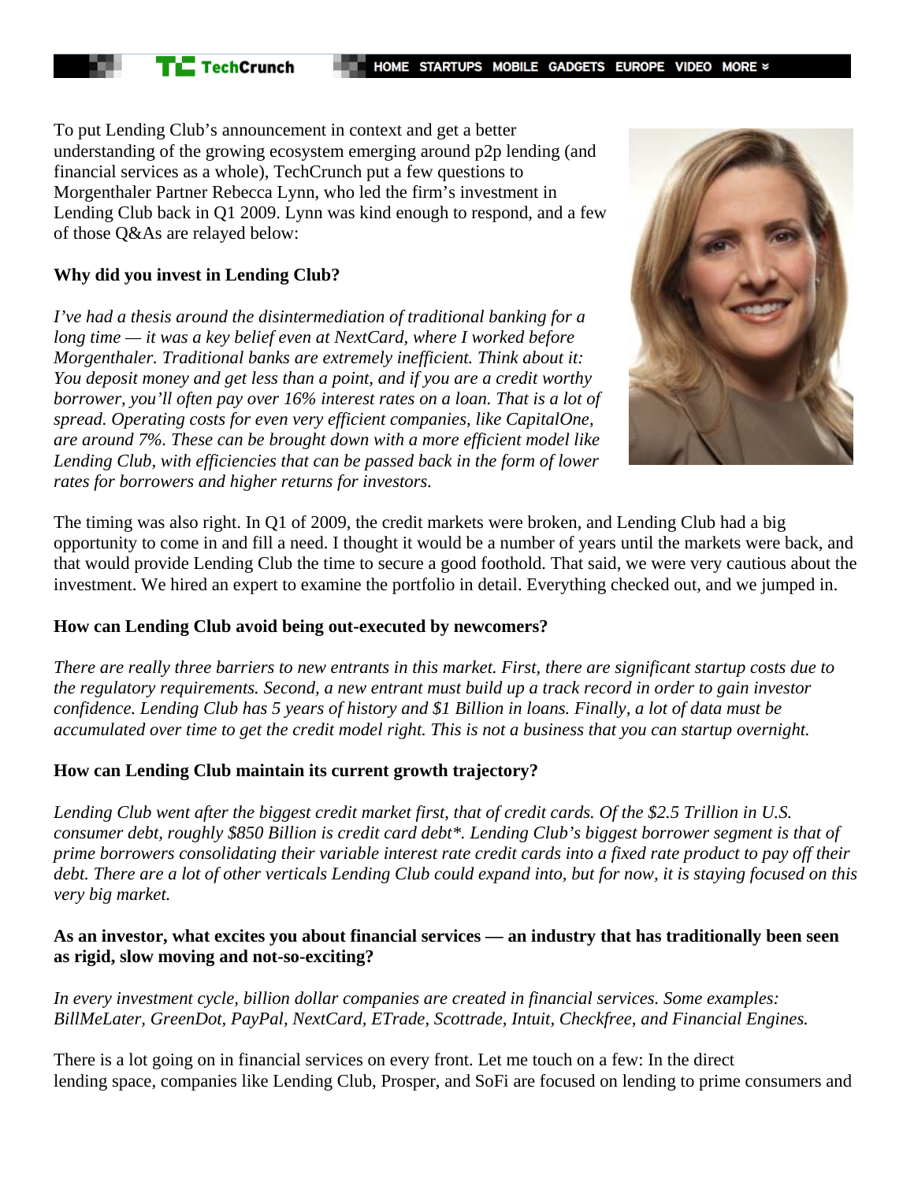To put Lending Club's announcement in context and get a better understanding of the growing ecosystem emerging around p2p lending (and financial services as a whole), TechCrunch put a few questions to Morgenthaler Partner Rebecca Lynn, who led the firm's investment in Lending Club back in Q1 2009. Lynn was kind enough to respond, and a few of those Q&As are relayed below:

**Why did you invest in Lending Club?**

*I've had a thesis around the disintermediation of traditional banking for a long time — it was a key belief even at NextCard, where I worked before Morgenthaler. Traditional banks are extremely inefficient. Think about it: You deposit money and get less than a point, and if you are a credit worthy borrower, you'll often pay over 16% interest rates on a loan. That is a lot of spread. Operating costs for even very efficient companies, like CapitalOne, are around 7%. These can be brought down with a more efficient model like Lending Club, with efficiencies that can be passed back in the form of lower rates for borrowers and higher returns for investors.*

The timing was also right. In Q1 of 2009, the credit markets were broken, and Lending Club had a big opportunity to come in and fill a need. I thought it would be a number of years until the markets were back, and that would provide Lending Club the time to secure a good foothold. That said, we were very cautious about the investment. We hired an expert to examine the portfolio in detail. Everything checked out, and we jumped in.

**How can Lending Club avoid being out-executed by newcomers?**

*There are really three barriers to new entrants in this market. First, there are significant startup costs due to the regulatory requirements. Second, a new entrant must build up a track record in order to gain investor confidence. Lending Club has 5 years of history and $1 Billion in loans. Finally, a lot of data must be accumulated over time to get the credit model right. This is not a business that you can startup overnight.*

**How can Lending Club maintain its current growth trajectory?**

*Lending Club went after the biggest credit market first, that of credit cards. Of the $2.5 Trillion in U.S. consumer debt, roughly $850 Billion is credit card debt*. Lending Club's biggest borrower segment is that of prime borrowers consolidating their variable interest rate credit cards into a fixed rate product to pay off their debt. There are a lot of other verticals Lending Club could expand into, but for now, it is staying focused on this very big market.*

**As an investor, what excites you about financial services — an industry that has traditionally been seen as rigid, slow moving and not-so-exciting?**

*In every investment cycle, billion dollar companies are created in financial services. Some examples: BillMeLater, GreenDot, PayPal, NextCard, ETrade, Scottrade, Intuit, Checkfree, and Financial Engines.*

There is a lot going on in financial services on every front. Let me touch on a few: In the direct lending space, companies like Lending Club, Prosper, and SoFi are focused on lending to prime consumers and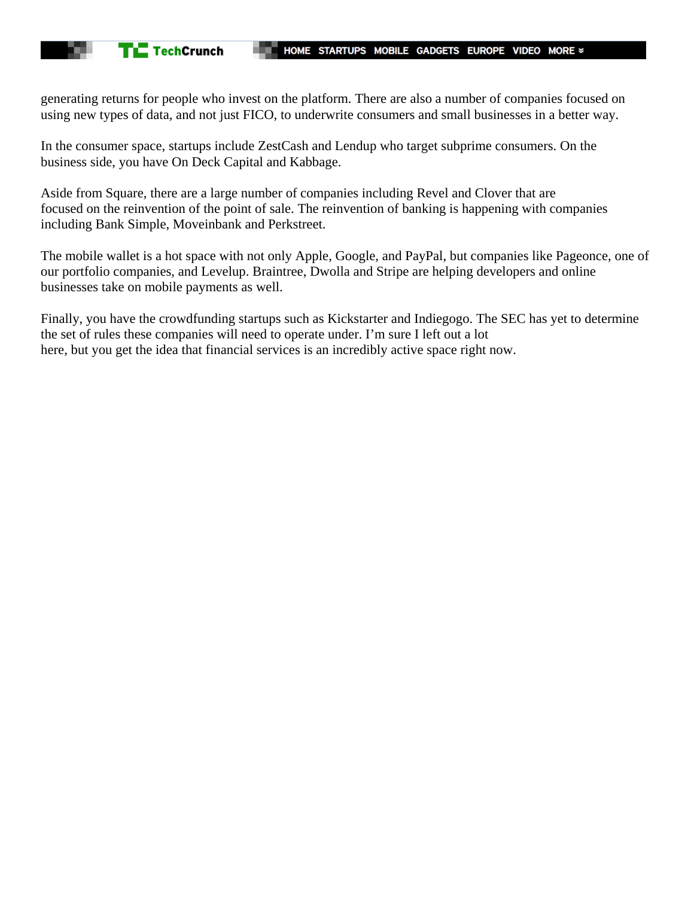generating returns for people who invest on the platform. There are also a number of companies focused on using new types of data, and not just FICO, to underwrite consumers and small businesses in a better way.

In the consumer space, startups include ZestCash and Lendup who target subprime consumers. On the business side, you have On Deck Capital and Kabbage.

Aside from Square, there are a large number of companies including Revel and Clover that are focused on the reinvention of the point of sale. The reinvention of banking is happening with companies including Bank Simple, Moveinbank and Perkstreet.

The mobile wallet is a hot space with not only Apple, Google, and PayPal, but companies like Pageonce, one of our portfolio companies, and Levelup. Braintree, Dwolla and Stripe are helping developers and online businesses take on mobile payments as well.

Finally, you have the crowdfunding startups such as Kickstarter and Indiegogo. The SEC has yet to determine the set of rules these companies will need to operate under. I'm sure I left out a lot here, but you get the idea that financial services is an incredibly active space right now.